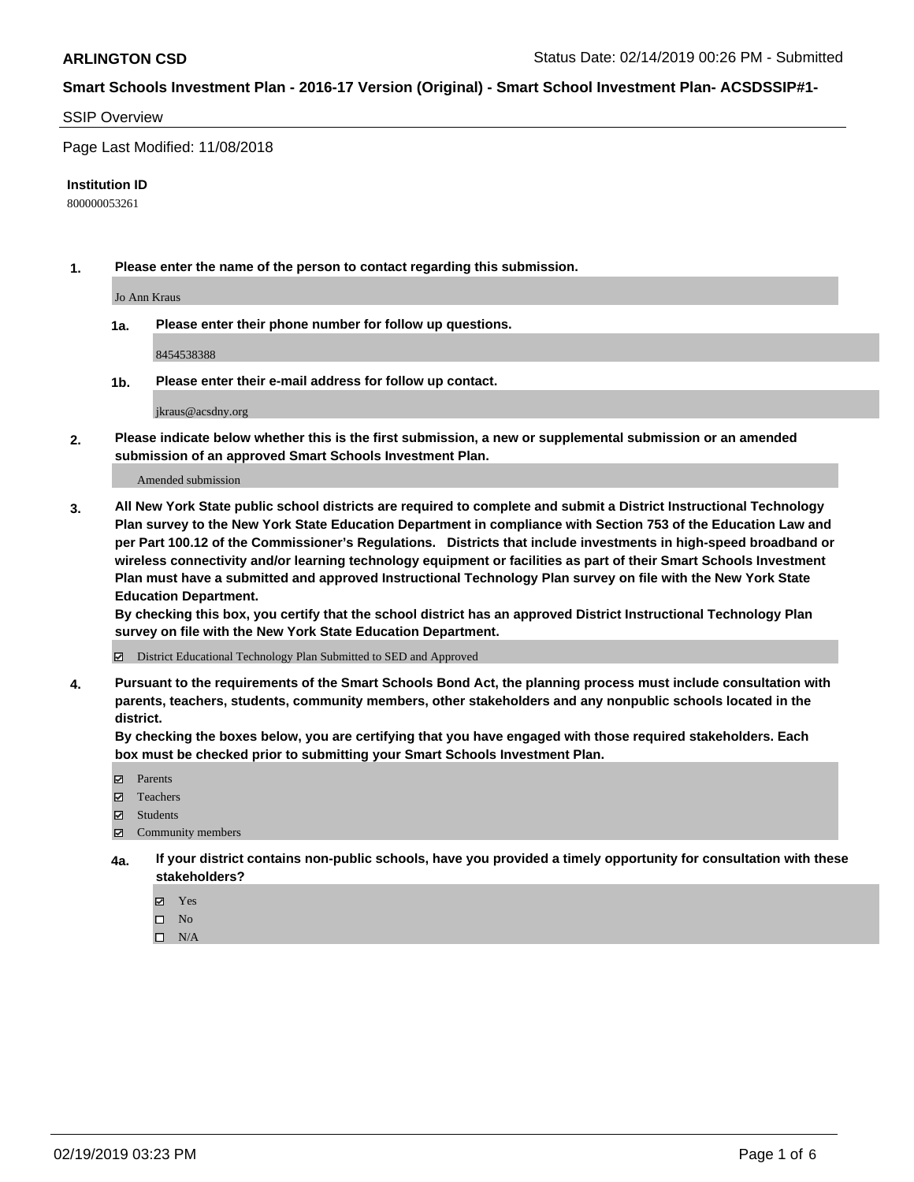**ARLINGTON CSD** Status Date: 02/14/2019 00:26 PM - Submitted

**Smart Schools Investment Plan - 2016-17 Version (Original) - Smart School Investment Plan- ACSDSSIP#1-**

SSIP Overview

Page Last Modified: 11/08/2018

**Institution ID**

800000053261

**1. Please enter the name of the person to contact regarding this submission.**

Jo Ann Kraus

**1a. Please enter their phone number for follow up questions.**

8454538388

**1b. Please enter their e-mail address for follow up contact.**

jkraus@acsdny.org

**2. Please indicate below whether this is the first submission, a new or supplemental submission or an amended submission of an approved Smart Schools Investment Plan.**

Amended submission

**3. All New York State public school districts are required to complete and submit a District Instructional Technology Plan survey to the New York State Education Department in compliance with Section 753 of the Education Law and per Part 100.12 of the Commissioner's Regulations. Districts that include investments in high-speed broadband or wireless connectivity and/or learning technology equipment or facilities as part of their Smart Schools Investment Plan must have a submitted and approved Instructional Technology Plan survey on file with the New York State Education Department.**
**By checking this box, you certify that the school district has an approved District Instructional Technology Plan survey on file with the New York State Education Department.**

☑ District Educational Technology Plan Submitted to SED and Approved

**4. Pursuant to the requirements of the Smart Schools Bond Act, the planning process must include consultation with parents, teachers, students, community members, other stakeholders and any nonpublic schools located in the district.**
**By checking the boxes below, you are certifying that you have engaged with those required stakeholders. Each box must be checked prior to submitting your Smart Schools Investment Plan.**

☑ Parents
☑ Teachers
☑ Students
☑ Community members

**4a. If your district contains non-public schools, have you provided a timely opportunity for consultation with these stakeholders?**

☑ Yes
☐ No
☐ N/A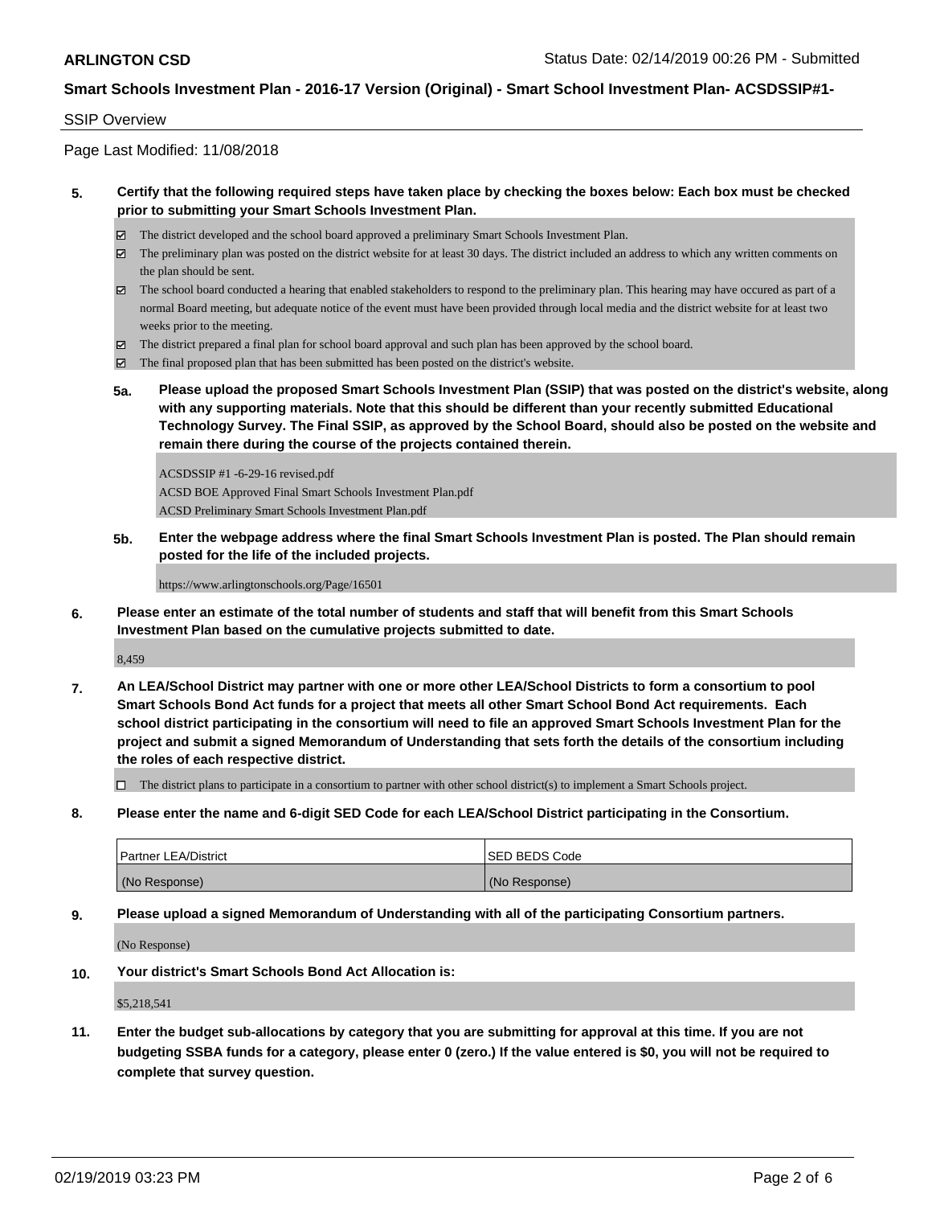SSIP Overview

Page Last Modified: 11/08/2018

**5. Certify that the following required steps have taken place by checking the boxes below: Each box must be checked prior to submitting your Smart Schools Investment Plan.**

- ☑ The district developed and the school board approved a preliminary Smart Schools Investment Plan.
- ☑ The preliminary plan was posted on the district website for at least 30 days. The district included an address to which any written comments on the plan should be sent.
- ☑ The school board conducted a hearing that enabled stakeholders to respond to the preliminary plan. This hearing may have occured as part of a normal Board meeting, but adequate notice of the event must have been provided through local media and the district website for at least two weeks prior to the meeting.
- ☑ The district prepared a final plan for school board approval and such plan has been approved by the school board.
- ☑ The final proposed plan that has been submitted has been posted on the district's website.

**5a. Please upload the proposed Smart Schools Investment Plan (SSIP) that was posted on the district's website, along with any supporting materials. Note that this should be different than your recently submitted Educational Technology Survey. The Final SSIP, as approved by the School Board, should also be posted on the website and remain there during the course of the projects contained therein.**

ACSDSSIP #1 -6-29-16 revised.pdf
ACSD BOE Approved Final Smart Schools Investment Plan.pdf
ACSD Preliminary Smart Schools Investment Plan.pdf

**5b. Enter the webpage address where the final Smart Schools Investment Plan is posted. The Plan should remain posted for the life of the included projects.**

https://www.arlingtonschools.org/Page/16501

**6. Please enter an estimate of the total number of students and staff that will benefit from this Smart Schools Investment Plan based on the cumulative projects submitted to date.**

8,459

**7. An LEA/School District may partner with one or more other LEA/School Districts to form a consortium to pool Smart Schools Bond Act funds for a project that meets all other Smart School Bond Act requirements. Each school district participating in the consortium will need to file an approved Smart Schools Investment Plan for the project and submit a signed Memorandum of Understanding that sets forth the details of the consortium including the roles of each respective district.**

- ☐ The district plans to participate in a consortium to partner with other school district(s) to implement a Smart Schools project.

**8. Please enter the name and 6-digit SED Code for each LEA/School District participating in the Consortium.**

| Partner LEA/District | SED BEDS Code |
|---|---|
| (No Response) | (No Response) |

**9. Please upload a signed Memorandum of Understanding with all of the participating Consortium partners.**

(No Response)

**10. Your district's Smart Schools Bond Act Allocation is:**

$5,218,541

**11. Enter the budget sub-allocations by category that you are submitting for approval at this time. If you are not budgeting SSBA funds for a category, please enter 0 (zero.) If the value entered is $0, you will not be required to complete that survey question.**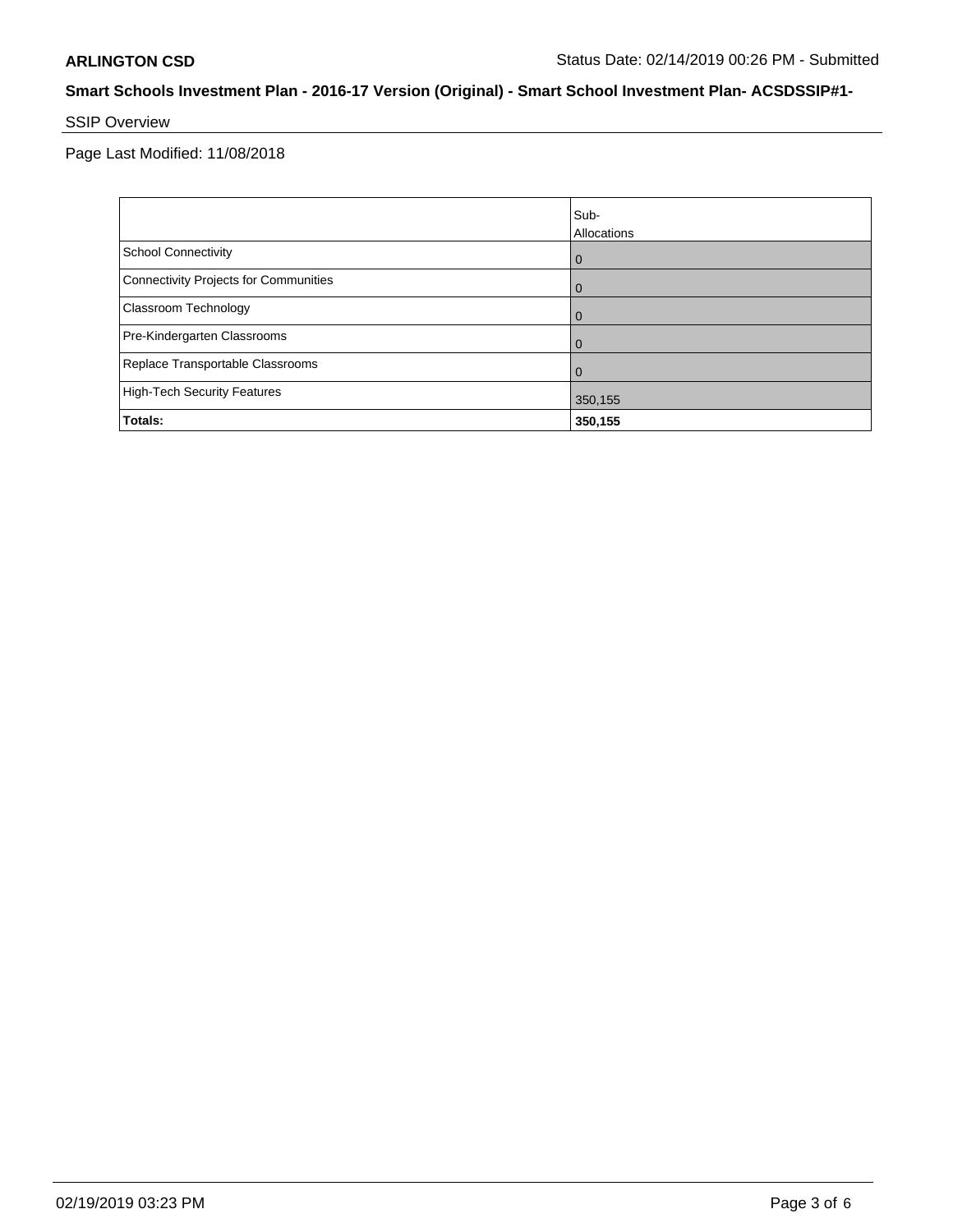**ARLINGTON CSD** Status Date: 02/14/2019 00:26 PM - Submitted

**Smart Schools Investment Plan - 2016-17 Version (Original) - Smart School Investment Plan- ACSDSSIP#1-**

SSIP Overview

Page Last Modified: 11/08/2018

| | Sub-Allocations |
|---|---|
| School Connectivity | 0 |
| Connectivity Projects for Communities | 0 |
| Classroom Technology | 0 |
| Pre-Kindergarten Classrooms | 0 |
| Replace Transportable Classrooms | 0 |
| High-Tech Security Features | 350,155 |
| **Totals:** | **350,155** |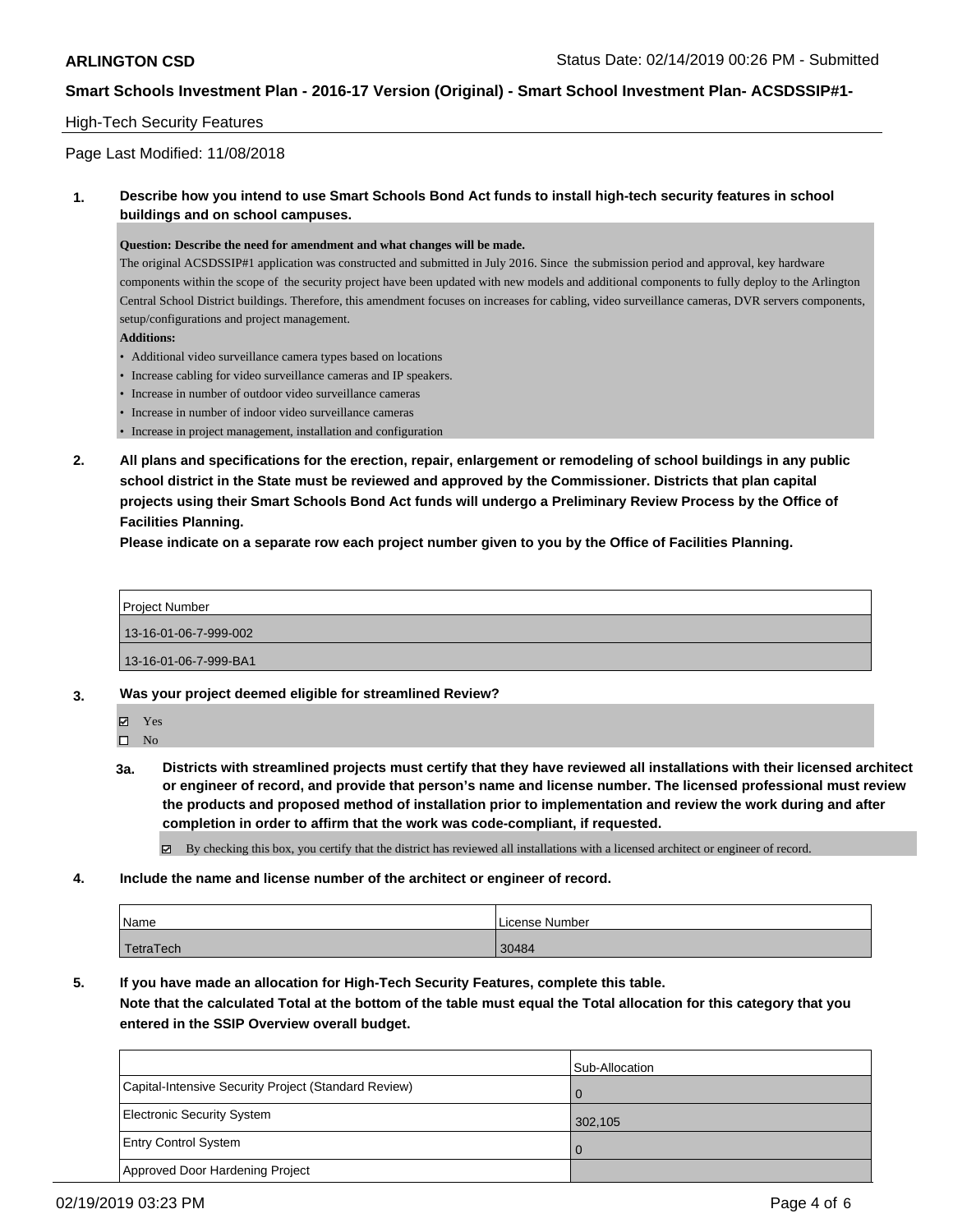High-Tech Security Features

Page Last Modified: 11/08/2018

**1. Describe how you intend to use Smart Schools Bond Act funds to install high-tech security features in school buildings and on school campuses.**

**Question: Describe the need for amendment and what changes will be made.**

The original ACSDSSIP#1 application was constructed and submitted in July 2016. Since the submission period and approval, key hardware components within the scope of the security project have been updated with new models and additional components to fully deploy to the Arlington Central School District buildings. Therefore, this amendment focuses on increases for cabling, video surveillance cameras, DVR servers components, setup/configurations and project management.

**Additions:**

- Additional video surveillance camera types based on locations
- Increase cabling for video surveillance cameras and IP speakers.
- Increase in number of outdoor video surveillance cameras
- Increase in number of indoor video surveillance cameras
- Increase in project management, installation and configuration

**2. All plans and specifications for the erection, repair, enlargement or remodeling of school buildings in any public school district in the State must be reviewed and approved by the Commissioner. Districts that plan capital projects using their Smart Schools Bond Act funds will undergo a Preliminary Review Process by the Office of Facilities Planning.**

**Please indicate on a separate row each project number given to you by the Office of Facilities Planning.**

| Project Number |
| --- |
| 13-16-01-06-7-999-002 |
| 13-16-01-06-7-999-BA1 |

**3. Was your project deemed eligible for streamlined Review?**

- ☑ Yes
- ☐ No

**3a. Districts with streamlined projects must certify that they have reviewed all installations with their licensed architect or engineer of record, and provide that person's name and license number. The licensed professional must review the products and proposed method of installation prior to implementation and review the work during and after completion in order to affirm that the work was code-compliant, if requested.**

☑ By checking this box, you certify that the district has reviewed all installations with a licensed architect or engineer of record.

**4. Include the name and license number of the architect or engineer of record.**

| Name | License Number |
| --- | --- |
| TetraTech | 30484 |

**5. If you have made an allocation for High-Tech Security Features, complete this table.**
**Note that the calculated Total at the bottom of the table must equal the Total allocation for this category that you entered in the SSIP Overview overall budget.**

| | Sub-Allocation |
| --- | --- |
| Capital-Intensive Security Project (Standard Review) | 0 |
| Electronic Security System | 302,105 |
| Entry Control System | 0 |
| Approved Door Hardening Project | |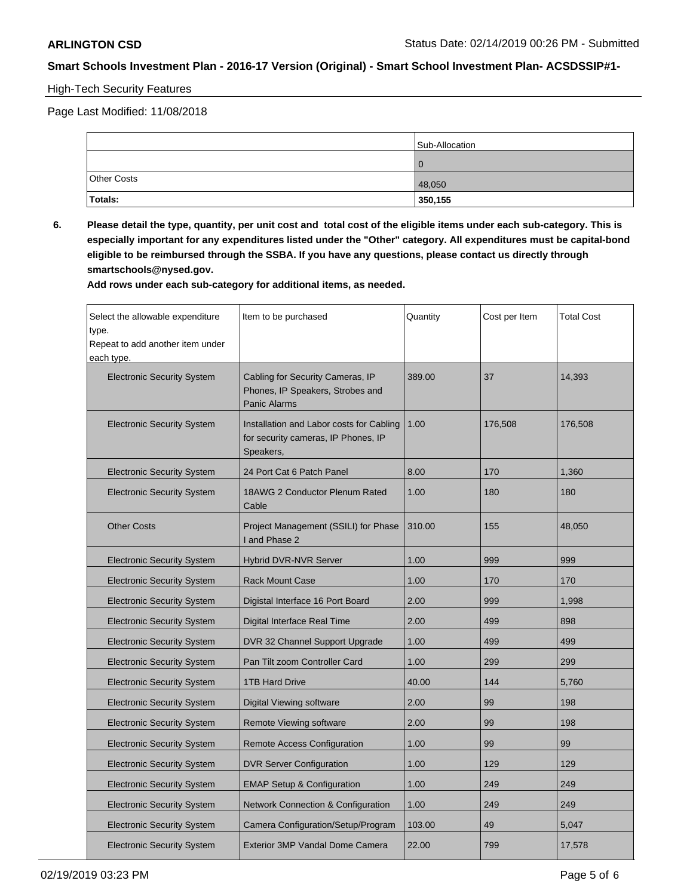High-Tech Security Features

Page Last Modified: 11/08/2018

| | Sub-Allocation |
|---|---|
| | 0 |
| Other Costs | 48,050 |
| **Totals:** | **350,155** |

**6. Please detail the type, quantity, per unit cost and total cost of the eligible items under each sub-category. This is especially important for any expenditures listed under the "Other" category. All expenditures must be capital-bond eligible to be reimbursed through the SSBA. If you have any questions, please contact us directly through smartschools@nysed.gov.**

**Add rows under each sub-category for additional items, as needed.**

| Select the allowable expenditure type. Repeat to add another item under each type. | Item to be purchased | Quantity | Cost per Item | Total Cost |
|---|---|---|---|---|
| Electronic Security System | Cabling for Security Cameras, IP Phones, IP Speakers, Strobes and Panic Alarms | 389.00 | 37 | 14,393 |
| Electronic Security System | Installation and Labor costs for Cabling for security cameras, IP Phones, IP Speakers, | 1.00 | 176,508 | 176,508 |
| Electronic Security System | 24 Port Cat 6 Patch Panel | 8.00 | 170 | 1,360 |
| Electronic Security System | 18AWG 2 Conductor Plenum Rated Cable | 1.00 | 180 | 180 |
| Other Costs | Project Management (SSILI) for Phase I and Phase 2 | 310.00 | 155 | 48,050 |
| Electronic Security System | Hybrid DVR-NVR Server | 1.00 | 999 | 999 |
| Electronic Security System | Rack Mount Case | 1.00 | 170 | 170 |
| Electronic Security System | Digistal Interface 16 Port Board | 2.00 | 999 | 1,998 |
| Electronic Security System | Digital Interface Real Time | 2.00 | 499 | 898 |
| Electronic Security System | DVR 32 Channel Support Upgrade | 1.00 | 499 | 499 |
| Electronic Security System | Pan Tilt zoom Controller Card | 1.00 | 299 | 299 |
| Electronic Security System | 1TB Hard Drive | 40.00 | 144 | 5,760 |
| Electronic Security System | Digital Viewing software | 2.00 | 99 | 198 |
| Electronic Security System | Remote Viewing software | 2.00 | 99 | 198 |
| Electronic Security System | Remote Access Configuration | 1.00 | 99 | 99 |
| Electronic Security System | DVR Server Configuration | 1.00 | 129 | 129 |
| Electronic Security System | EMAP Setup & Configuration | 1.00 | 249 | 249 |
| Electronic Security System | Network Connection & Configuration | 1.00 | 249 | 249 |
| Electronic Security System | Camera Configuration/Setup/Program | 103.00 | 49 | 5,047 |
| Electronic Security System | Exterior 3MP Vandal Dome Camera | 22.00 | 799 | 17,578 |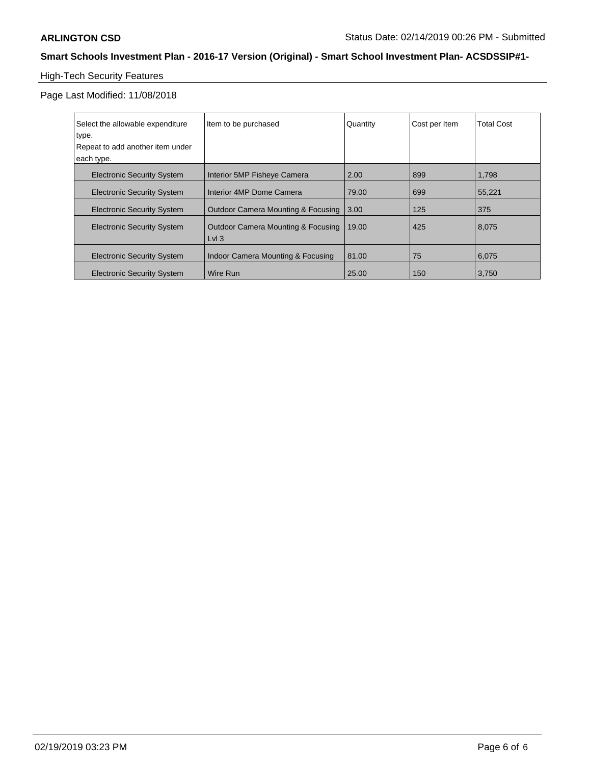## High-Tech Security Features

Page Last Modified: 11/08/2018

| Select the allowable expenditure type.<br>Repeat to add another item under each type. | Item to be purchased | Quantity | Cost per Item | Total Cost |
|---|---|---|---|---|
| Electronic Security System | Interior 5MP Fisheye Camera | 2.00 | 899 | 1,798 |
| Electronic Security System | Interior 4MP Dome Camera | 79.00 | 699 | 55,221 |
| Electronic Security System | Outdoor Camera Mounting & Focusing | 3.00 | 125 | 375 |
| Electronic Security System | Outdoor Camera Mounting & Focusing Lvl 3 | 19.00 | 425 | 8,075 |
| Electronic Security System | Indoor Camera Mounting & Focusing | 81.00 | 75 | 6,075 |
| Electronic Security System | Wire Run | 25.00 | 150 | 3,750 |